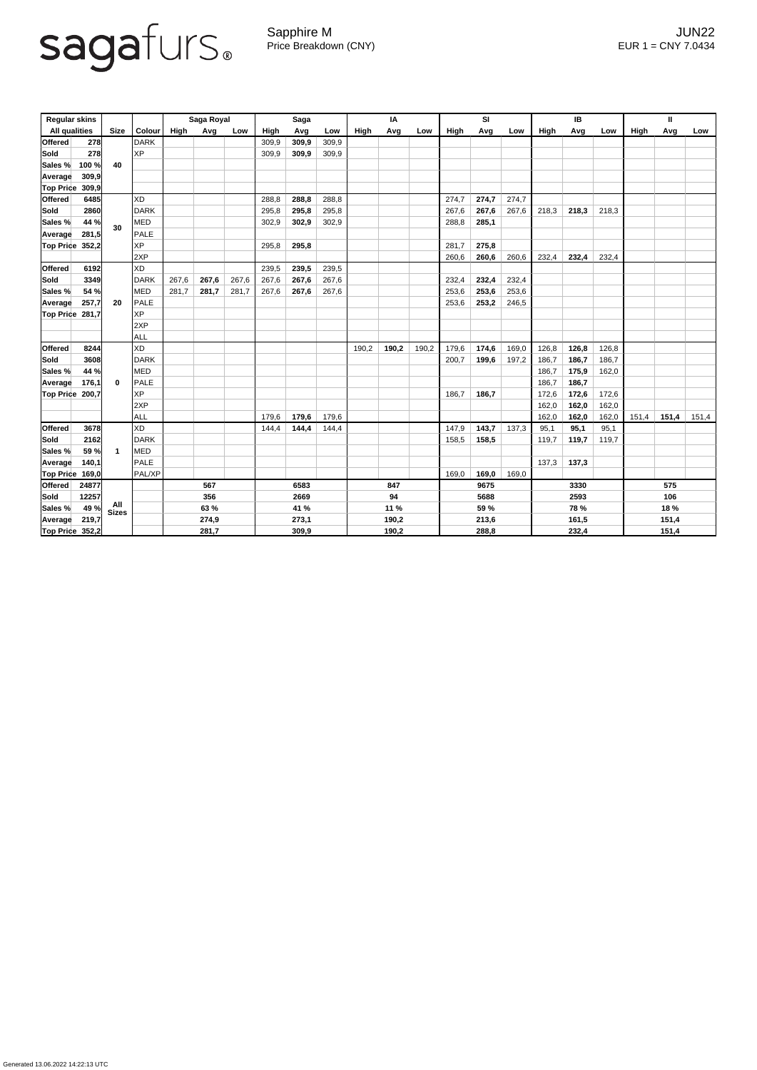sagafurs®

Sapphire M
Price Breakdown (CNY)

JUN22
EUR 1 = CNY 7.0434

| Regular skins | | | | Saga Royal | | | Saga | | | IA | | | SI | | | IB | | | II | | |
|---|---|---|---|---|---|---|---|---|---|---|---|---|---|---|---|---|---|---|---|---|---|
| All qualities | | Size | Colour | High | Avg | Low | High | Avg | Low | High | Avg | Low | High | Avg | Low | High | Avg | Low | High | Avg | Low |
| Offered | 278 | 40 | DARK | | | | 309,9 | **309,9** | 309,9 | | | | | | | | | | | | |
| Sold | 278 | | XP | | | | 309,9 | **309,9** | 309,9 | | | | | | | | | | | | |
| Sales % | 100 % | | | | | | | | | | | | | | | | | | | | |
| Average | 309,9 | | | | | | | | | | | | | | | | | | | | |
| Top Price | 309,9 | | | | | | | | | | | | | | | | | | | | |
| Offered | 6485 | 30 | XD | | | | 288,8 | **288,8** | 288,8 | | | | 274,7 | **274,7** | 274,7 | | | | | | |
| Sold | 2860 | | DARK | | | | 295,8 | **295,8** | 295,8 | | | | 267,6 | **267,6** | 267,6 | 218,3 | **218,3** | 218,3 | | | |
| Sales % | 44 % | | MED | | | | 302,9 | **302,9** | 302,9 | | | | 288,8 | **285,1** | | | | | | | |
| Average | 281,5 | | PALE | | | | | | | | | | | | | | | | | | |
| Top Price | 352,2 | | XP | | | | 295,8 | **295,8** | | | | | 281,7 | **275,8** | | | | | | | |
| | | | 2XP | | | | | | | | | | 260,6 | **260,6** | 260,6 | 232,4 | **232,4** | 232,4 | | | |
| Offered | 6192 | 20 | XD | | | | 239,5 | **239,5** | 239,5 | | | | | | | | | | | | |
| Sold | 3349 | | DARK | 267,6 | **267,6** | 267,6 | 267,6 | **267,6** | 267,6 | | | | 232,4 | **232,4** | 232,4 | | | | | | |
| Sales % | 54 % | | MED | 281,7 | **281,7** | 281,7 | 267,6 | **267,6** | 267,6 | | | | 253,6 | **253,6** | 253,6 | | | | | | |
| Average | 257,7 | | PALE | | | | | | | | | | 253,6 | **253,2** | 246,5 | | | | | | |
| Top Price | 281,7 | | XP | | | | | | | | | | | | | | | | | | |
| | | | 2XP | | | | | | | | | | | | | | | | | | |
| | | | ALL | | | | | | | | | | | | | | | | | | |
| Offered | 8244 | 0 | XD | | | | | | | 190,2 | **190,2** | 190,2 | 179,6 | **174,6** | 169,0 | 126,8 | **126,8** | 126,8 | | | |
| Sold | 3608 | | DARK | | | | | | | | | | 200,7 | **199,6** | 197,2 | 186,7 | **186,7** | 186,7 | | | |
| Sales % | 44 % | | MED | | | | | | | | | | | | | 186,7 | **175,9** | 162,0 | | | |
| Average | 176,1 | | PALE | | | | | | | | | | | | | 186,7 | **186,7** | | | | |
| Top Price | 200,7 | | XP | | | | | | | | | | 186,7 | **186,7** | | 172,6 | **172,6** | 172,6 | | | |
| | | | 2XP | | | | | | | | | | | | | 162,0 | **162,0** | 162,0 | | | |
| | | | ALL | | | | 179,6 | **179,6** | 179,6 | | | | | | | 162,0 | **162,0** | 162,0 | 151,4 | **151,4** | 151,4 |
| Offered | 3678 | 1 | XD | | | | 144,4 | **144,4** | 144,4 | | | | 147,9 | **143,7** | 137,3 | 95,1 | **95,1** | 95,1 | | | |
| Sold | 2162 | | DARK | | | | | | | | | | 158,5 | **158,5** | | 119,7 | **119,7** | 119,7 | | | |
| Sales % | 59 % | | MED | | | | | | | | | | | | | | | | | | |
| Average | 140,1 | | PALE | | | | | | | | | | | | | 137,3 | **137,3** | | | | |
| Top Price | 169,0 | | PAL/XP | | | | | | | | | | 169,0 | **169,0** | 169,0 | | | | | | |
| Offered | 24877 | All Sizes | | | **567** | | | **6583** | | | **847** | | | **9675** | | | **3330** | | | **575** | |
| Sold | 12257 | | | | **356** | | | **2669** | | | **94** | | | **5688** | | | **2593** | | | **106** | |
| Sales % | 49 % | | | | **63 %** | | | **41 %** | | | **11 %** | | | **59 %** | | | **78 %** | | | **18 %** | |
| Average | 219,7 | | | | **274,9** | | | **273,1** | | | **190,2** | | | **213,6** | | | **161,5** | | | **151,4** | |
| Top Price | 352,2 | | | | **281,7** | | | **309,9** | | | **190,2** | | | **288,8** | | | **232,4** | | | **151,4** | |

Generated 13.06.2022 14:22:13 UTC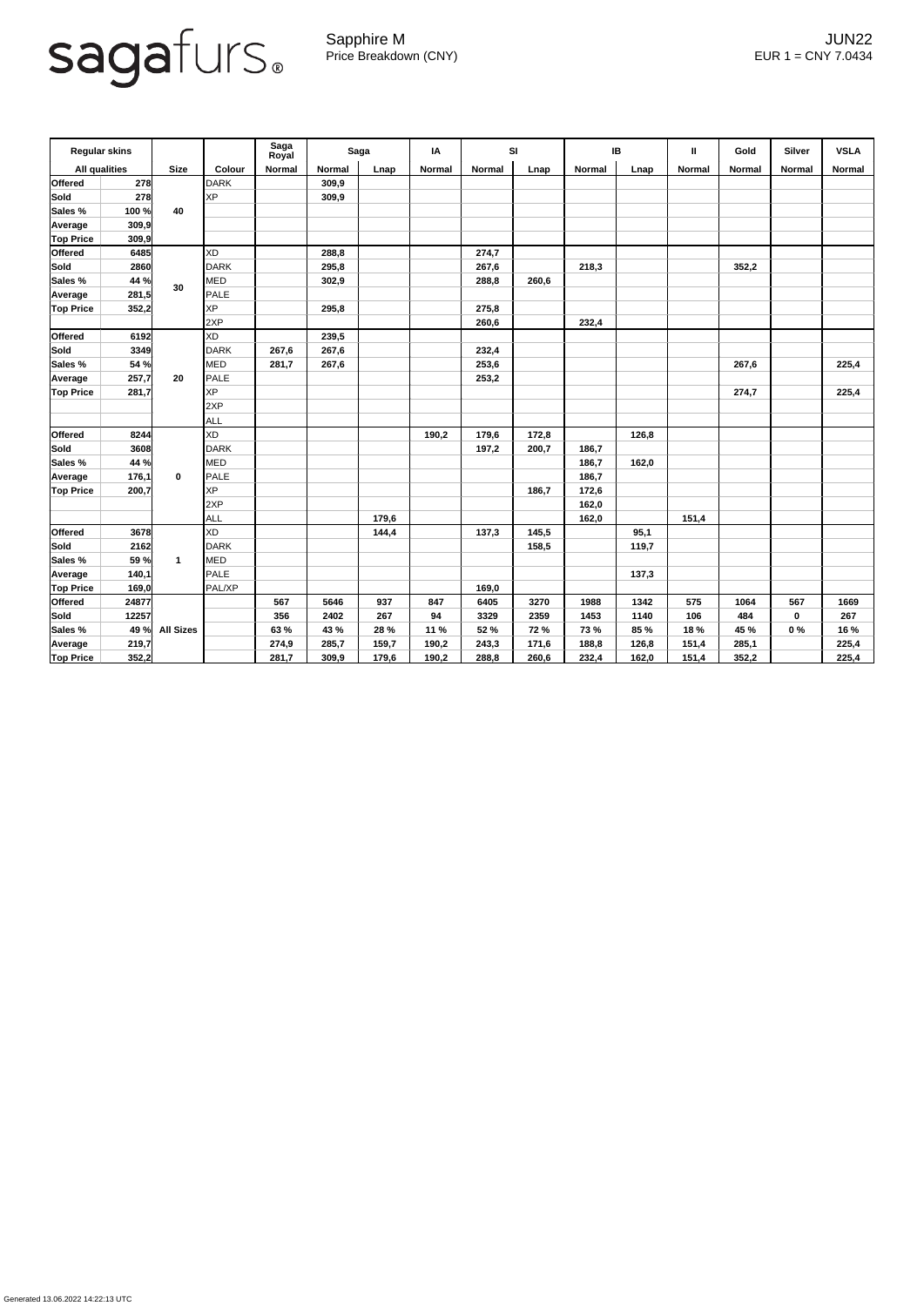sagafurs®

Sapphire M
Price Breakdown (CNY)

JUN22
EUR 1 = CNY 7.0434

| Regular skins | | Size | Colour | Saga Royal | Saga | | IA | SI | | IB | | II | Gold | Silver | VSLA |
|---|---|---|---|---|---|---|---|---|---|---|---|---|---|---|---|
| All qualities | | | | Normal | Normal | Lnap | Normal | Normal | Lnap | Normal | Lnap | Normal | Normal | Normal | Normal |
| Offered | 278 | 40 | DARK | | 309,9 | | | | | | | | | | |
| Sold | 278 | | XP | | 309,9 | | | | | | | | | | |
| Sales % | 100 % | | | | | | | | | | | | | | |
| Average | 309,9 | | | | | | | | | | | | | | |
| Top Price | 309,9 | | | | | | | | | | | | | | |
| Offered | 6485 | 30 | XD | | 288,8 | | | 274,7 | | | | | | | |
| Sold | 2860 | | DARK | | 295,8 | | | 267,6 | | 218,3 | | | 352,2 | | |
| Sales % | 44 % | | MED | | 302,9 | | | 288,8 | 260,6 | | | | | | |
| Average | 281,5 | | PALE | | | | | | | | | | | | |
| Top Price | 352,2 | | XP | | 295,8 | | | 275,8 | | | | | | | |
| | | | 2XP | | | | | 260,6 | | 232,4 | | | | | |
| Offered | 6192 | 20 | XD | | 239,5 | | | | | | | | | | |
| Sold | 3349 | | DARK | 267,6 | 267,6 | | | 232,4 | | | | | | | |
| Sales % | 54 % | | MED | 281,7 | 267,6 | | | 253,6 | | | | | 267,6 | | 225,4 |
| Average | 257,7 | | PALE | | | | | 253,2 | | | | | | | |
| Top Price | 281,7 | | XP | | | | | | | | | | 274,7 | | 225,4 |
| | | | 2XP | | | | | | | | | | | | |
| | | | ALL | | | | | | | | | | | | |
| Offered | 8244 | 0 | XD | | | | 190,2 | 179,6 | 172,8 | | 126,8 | | | | |
| Sold | 3608 | | DARK | | | | | 197,2 | 200,7 | 186,7 | | | | | |
| Sales % | 44 % | | MED | | | | | | | 186,7 | 162,0 | | | | |
| Average | 176,1 | | PALE | | | | | | | 186,7 | | | | | |
| Top Price | 200,7 | | XP | | | | | | 186,7 | 172,6 | | | | | |
| | | | 2XP | | | | | | | 162,0 | | | | | |
| | | | ALL | | | 179,6 | | | | 162,0 | | 151,4 | | | |
| Offered | 3678 | 1 | XD | | | 144,4 | | 137,3 | 145,5 | | 95,1 | | | | |
| Sold | 2162 | | DARK | | | | | | 158,5 | | 119,7 | | | | |
| Sales % | 59 % | | MED | | | | | | | | | | | | |
| Average | 140,1 | | PALE | | | | | | | | 137,3 | | | | |
| Top Price | 169,0 | | PAL/XP | | | | | 169,0 | | | | | | | |
| Offered | 24877 | All Sizes | | 567 | 5646 | 937 | 847 | 6405 | 3270 | 1988 | 1342 | 575 | 1064 | 567 | 1669 |
| Sold | 12257 | | | 356 | 2402 | 267 | 94 | 3329 | 2359 | 1453 | 1140 | 106 | 484 | 0 | 267 |
| Sales % | 49 % | | | 63 % | 43 % | 28 % | 11 % | 52 % | 72 % | 73 % | 85 % | 18 % | 45 % | 0 % | 16 % |
| Average | 219,7 | | | 274,9 | 285,7 | 159,7 | 190,2 | 243,3 | 171,6 | 188,8 | 126,8 | 151,4 | 285,1 | | 225,4 |
| Top Price | 352,2 | | | 281,7 | 309,9 | 179,6 | 190,2 | 288,8 | 260,6 | 232,4 | 162,0 | 151,4 | 352,2 | | 225,4 |

Generated 13.06.2022 14:22:13 UTC